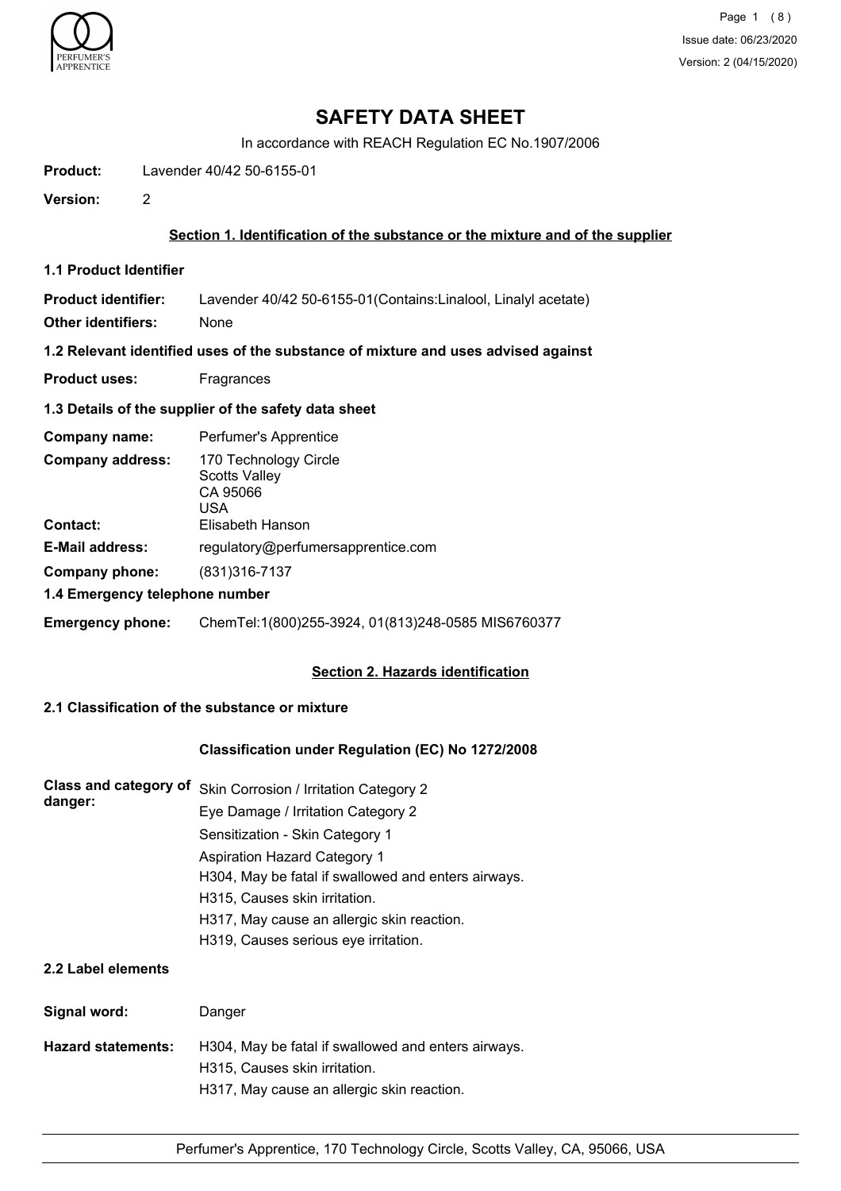# SAFETY DATA SHEET

In accordance with REACH Regulation EC No.1907/2006

**Product:** Lavender 40/42 50-6155-01

**Version:** 2

## Section 1. Identification of the substance or the mixture and of the supplier

### 1.1 Product Identifier

**Product identifier:** Lavender 40/42 50-6155-01(Contains:Linalool, Linalyl acetate)

**Other identifiers:** None

### 1.2 Relevant identified uses of the substance of mixture and uses advised against

**Product uses:** Fragrances

### 1.3 Details of the supplier of the safety data sheet

**Company name:** Perfumer's Apprentice

**Company address:** 170 Technology Circle
Scotts Valley
CA 95066
USA

**Contact:** Elisabeth Hanson

**E-Mail address:** regulatory@perfumersapprentice.com

**Company phone:** (831)316-7137

### 1.4 Emergency telephone number

**Emergency phone:** ChemTel:1(800)255-3924, 01(813)248-0585 MIS6760377

## Section 2. Hazards identification

### 2.1 Classification of the substance or mixture

**Classification under Regulation (EC) No 1272/2008**

**Class and category of danger:**

Skin Corrosion / Irritation Category 2
Eye Damage / Irritation Category 2
Sensitization - Skin Category 1
Aspiration Hazard Category 1
H304, May be fatal if swallowed and enters airways.
H315, Causes skin irritation.
H317, May cause an allergic skin reaction.
H319, Causes serious eye irritation.

### 2.2 Label elements

**Signal word:** Danger

**Hazard statements:**

H304, May be fatal if swallowed and enters airways.
H315, Causes skin irritation.
H317, May cause an allergic skin reaction.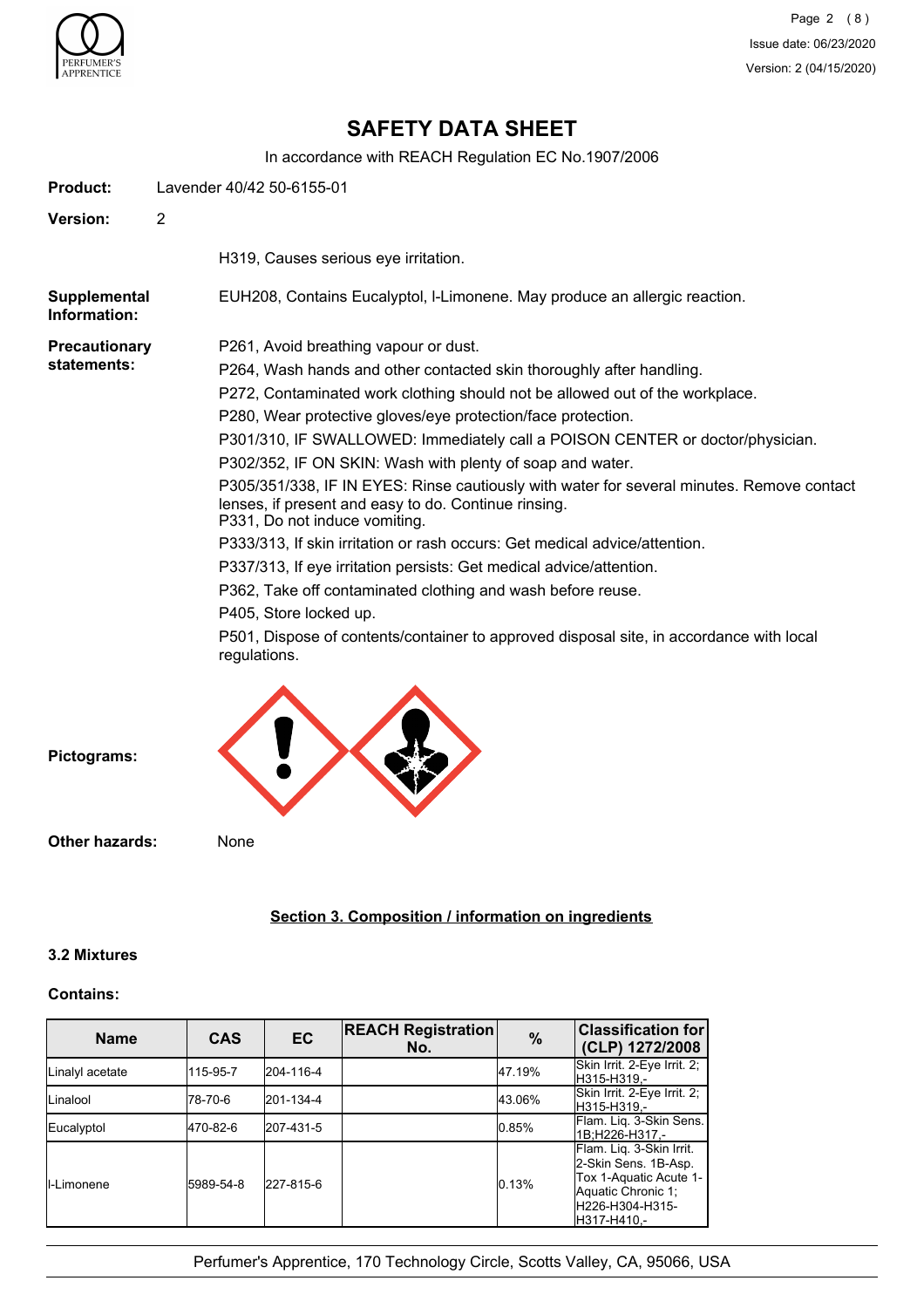# SAFETY DATA SHEET

In accordance with REACH Regulation EC No.1907/2006

**Product:** Lavender 40/42 50-6155-01

**Version:** 2

H319, Causes serious eye irritation.

**Supplemental Information:** EUH208, Contains Eucalyptol, l-Limonene. May produce an allergic reaction.

**Precautionary statements:**

P261, Avoid breathing vapour or dust.

P264, Wash hands and other contacted skin thoroughly after handling.

P272, Contaminated work clothing should not be allowed out of the workplace.

P280, Wear protective gloves/eye protection/face protection.

P301/310, IF SWALLOWED: Immediately call a POISON CENTER or doctor/physician.

P302/352, IF ON SKIN: Wash with plenty of soap and water.

P305/351/338, IF IN EYES: Rinse cautiously with water for several minutes. Remove contact lenses, if present and easy to do. Continue rinsing.
P331, Do not induce vomiting.

P333/313, If skin irritation or rash occurs: Get medical advice/attention.

P337/313, If eye irritation persists: Get medical advice/attention.

P362, Take off contaminated clothing and wash before reuse.

P405, Store locked up.

P501, Dispose of contents/container to approved disposal site, in accordance with local regulations.

**Pictograms:**

**Other hazards:** None

## Section 3. Composition / information on ingredients

### 3.2 Mixtures

**Contains:**

| Name | CAS | EC | REACH Registration No. | % | Classification for (CLP) 1272/2008 |
|---|---|---|---|---|---|
| Linalyl acetate | 115-95-7 | 204-116-4 | | 47.19% | Skin Irrit. 2-Eye Irrit. 2;H315-H319,- |
| Linalool | 78-70-6 | 201-134-4 | | 43.06% | Skin Irrit. 2-Eye Irrit. 2;H315-H319,- |
| Eucalyptol | 470-82-6 | 207-431-5 | | 0.85% | Flam. Liq. 3-Skin Sens. 1B;H226-H317,- |
| l-Limonene | 5989-54-8 | 227-815-6 | | 0.13% | Flam. Liq. 3-Skin Irrit. 2-Skin Sens. 1B-Asp. Tox 1-Aquatic Acute 1-Aquatic Chronic 1;H226-H304-H315-H317-H410,- |

Perfumer's Apprentice, 170 Technology Circle, Scotts Valley, CA, 95066, USA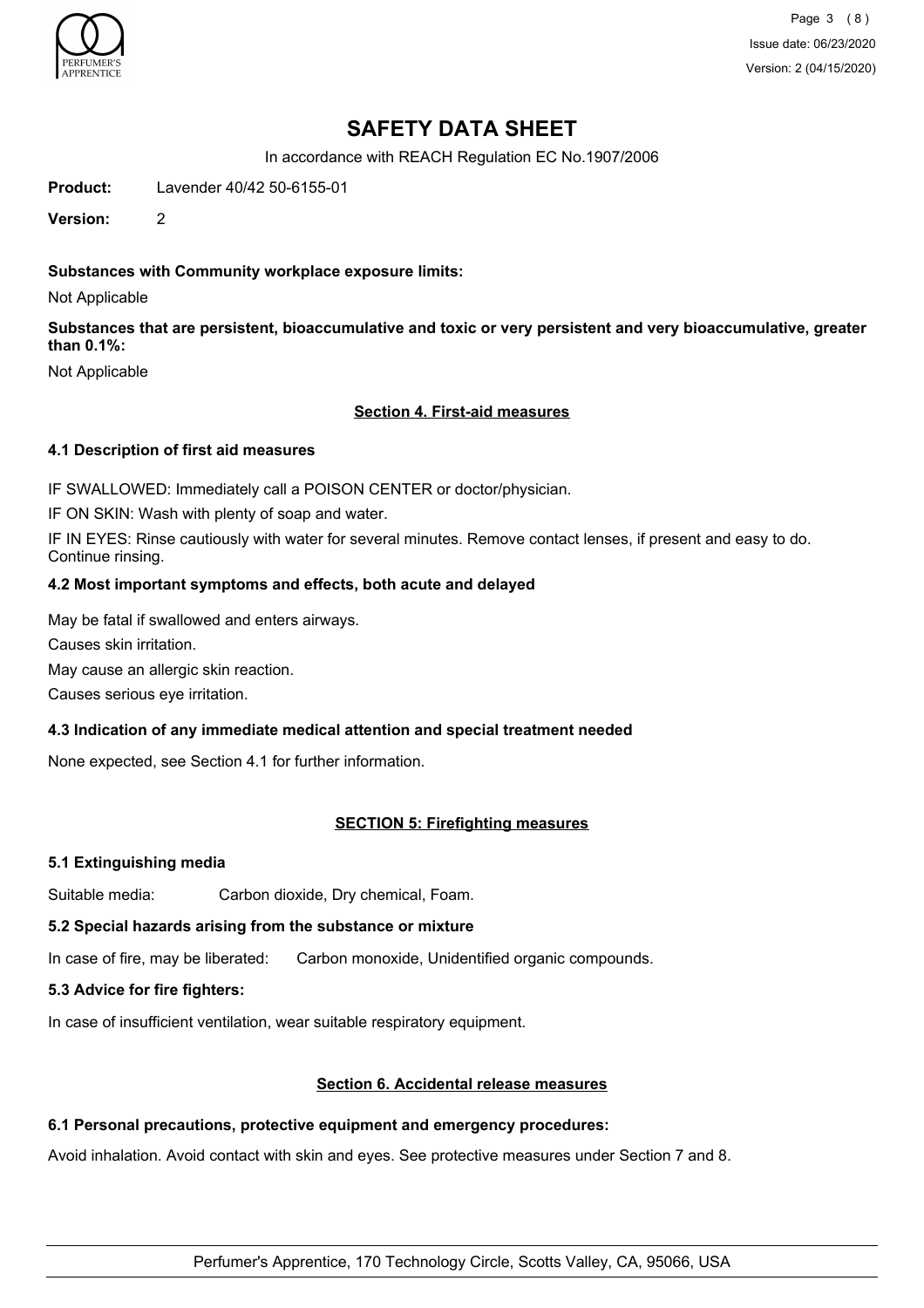# SAFETY DATA SHEET

In accordance with REACH Regulation EC No.1907/2006

**Product:** Lavender 40/42 50-6155-01

**Version:** 2

**Substances with Community workplace exposure limits:**

Not Applicable

**Substances that are persistent, bioaccumulative and toxic or very persistent and very bioaccumulative, greater than 0.1%:**

Not Applicable

## Section 4. First-aid measures

### 4.1 Description of first aid measures

IF SWALLOWED: Immediately call a POISON CENTER or doctor/physician.

IF ON SKIN: Wash with plenty of soap and water.

IF IN EYES: Rinse cautiously with water for several minutes. Remove contact lenses, if present and easy to do. Continue rinsing.

### 4.2 Most important symptoms and effects, both acute and delayed

May be fatal if swallowed and enters airways.

Causes skin irritation.

May cause an allergic skin reaction.

Causes serious eye irritation.

### 4.3 Indication of any immediate medical attention and special treatment needed

None expected, see Section 4.1 for further information.

## SECTION 5: Firefighting measures

### 5.1 Extinguishing media

Suitable media: Carbon dioxide, Dry chemical, Foam.

### 5.2 Special hazards arising from the substance or mixture

In case of fire, may be liberated: Carbon monoxide, Unidentified organic compounds.

### 5.3 Advice for fire fighters:

In case of insufficient ventilation, wear suitable respiratory equipment.

## Section 6. Accidental release measures

### 6.1 Personal precautions, protective equipment and emergency procedures:

Avoid inhalation. Avoid contact with skin and eyes. See protective measures under Section 7 and 8.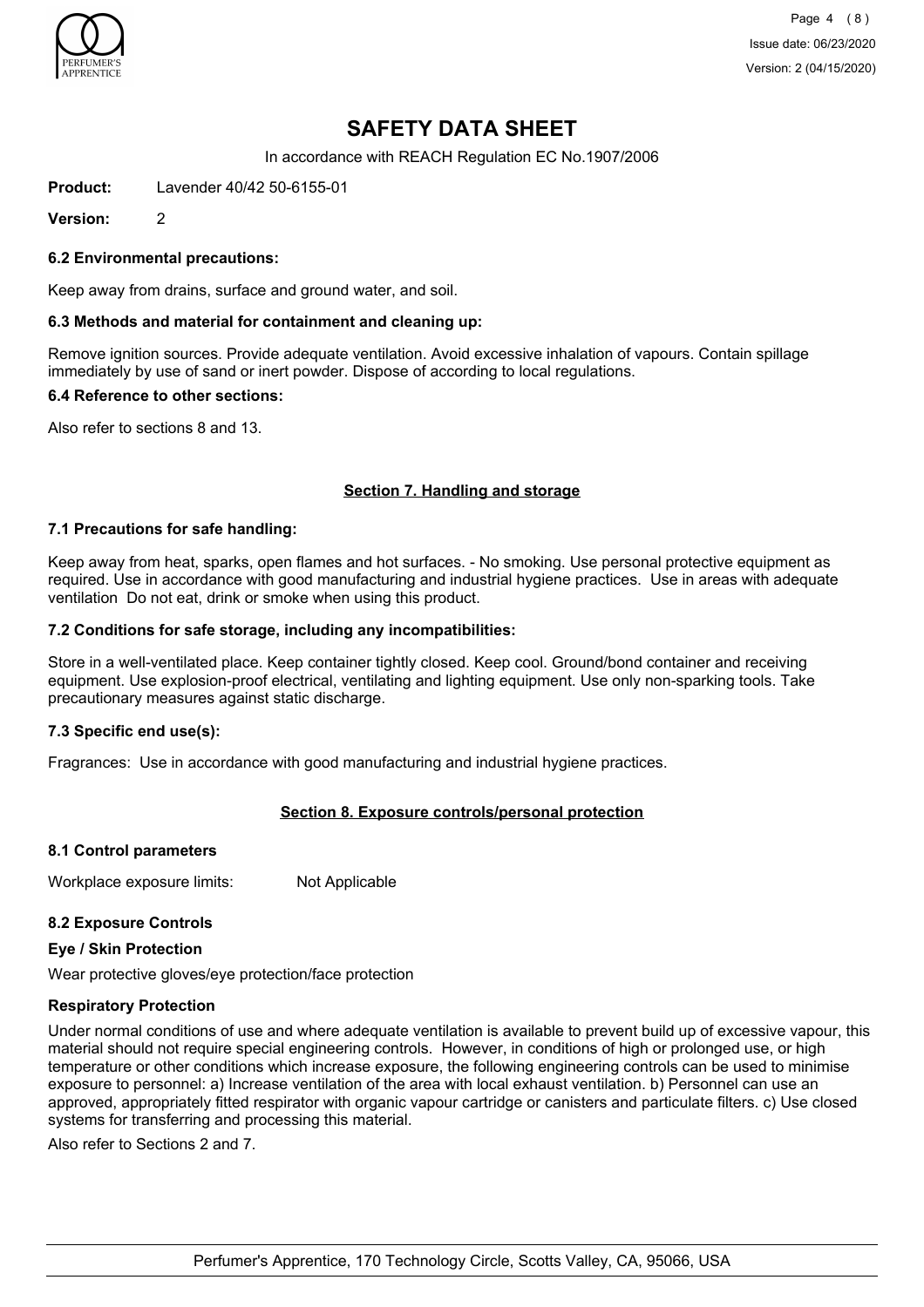# SAFETY DATA SHEET

In accordance with REACH Regulation EC No.1907/2006

**Product:** Lavender 40/42 50-6155-01

**Version:** 2

### 6.2 Environmental precautions:

Keep away from drains, surface and ground water, and soil.

### 6.3 Methods and material for containment and cleaning up:

Remove ignition sources. Provide adequate ventilation. Avoid excessive inhalation of vapours. Contain spillage immediately by use of sand or inert powder. Dispose of according to local regulations.

### 6.4 Reference to other sections:

Also refer to sections 8 and 13.

## Section 7. Handling and storage

### 7.1 Precautions for safe handling:

Keep away from heat, sparks, open flames and hot surfaces. - No smoking. Use personal protective equipment as required. Use in accordance with good manufacturing and industrial hygiene practices. Use in areas with adequate ventilation Do not eat, drink or smoke when using this product.

### 7.2 Conditions for safe storage, including any incompatibilities:

Store in a well-ventilated place. Keep container tightly closed. Keep cool. Ground/bond container and receiving equipment. Use explosion-proof electrical, ventilating and lighting equipment. Use only non-sparking tools. Take precautionary measures against static discharge.

### 7.3 Specific end use(s):

Fragrances: Use in accordance with good manufacturing and industrial hygiene practices.

## Section 8. Exposure controls/personal protection

### 8.1 Control parameters

Workplace exposure limits: Not Applicable

### 8.2 Exposure Controls

**Eye / Skin Protection**

Wear protective gloves/eye protection/face protection

**Respiratory Protection**

Under normal conditions of use and where adequate ventilation is available to prevent build up of excessive vapour, this material should not require special engineering controls. However, in conditions of high or prolonged use, or high temperature or other conditions which increase exposure, the following engineering controls can be used to minimise exposure to personnel: a) Increase ventilation of the area with local exhaust ventilation. b) Personnel can use an approved, appropriately fitted respirator with organic vapour cartridge or canisters and particulate filters. c) Use closed systems for transferring and processing this material.

Also refer to Sections 2 and 7.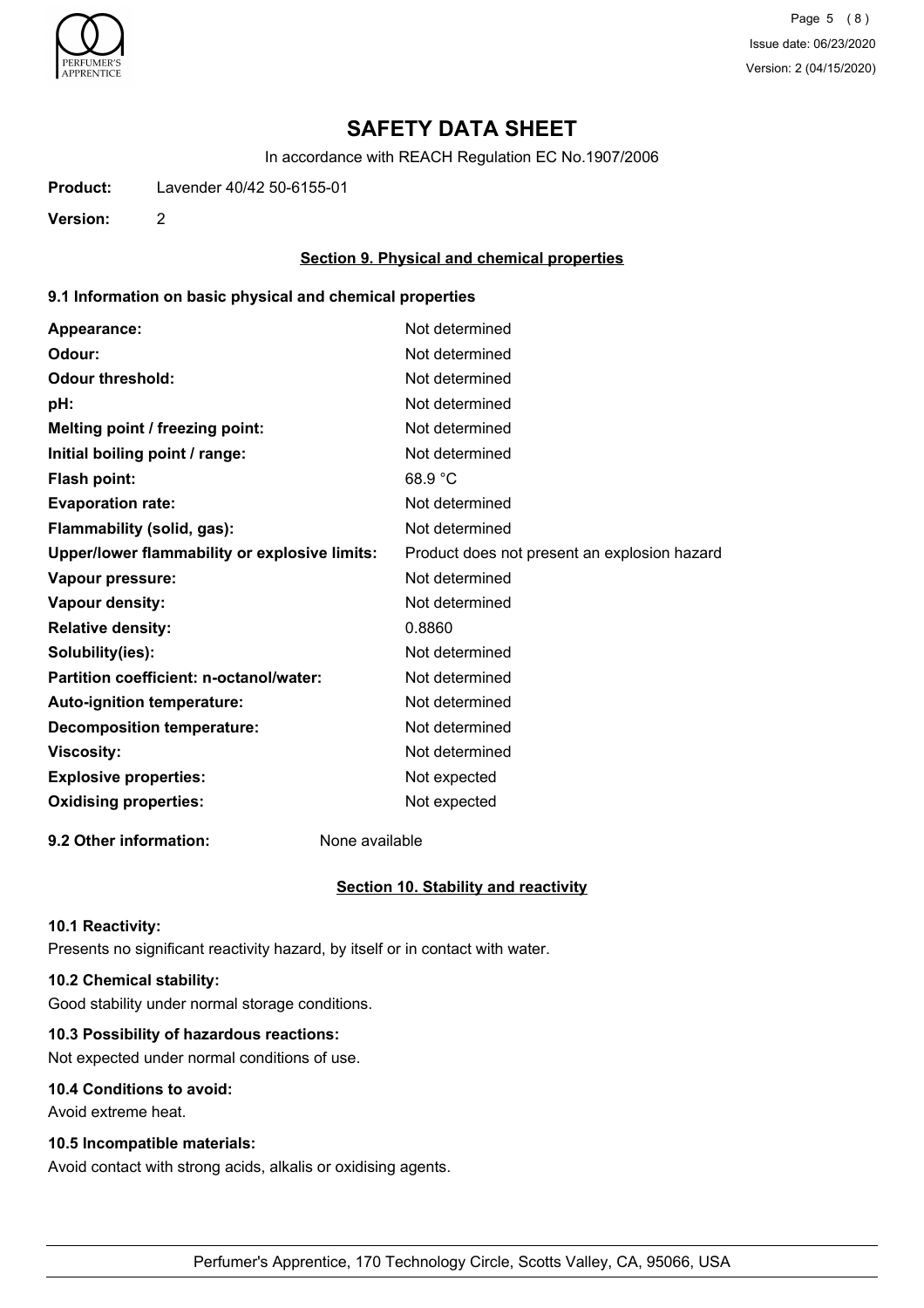# SAFETY DATA SHEET

In accordance with REACH Regulation EC No.1907/2006

**Product:** Lavender 40/42 50-6155-01

**Version:** 2

## Section 9. Physical and chemical properties

### 9.1 Information on basic physical and chemical properties

| | |
|---|---|
| **Appearance:** | Not determined |
| **Odour:** | Not determined |
| **Odour threshold:** | Not determined |
| **pH:** | Not determined |
| **Melting point / freezing point:** | Not determined |
| **Initial boiling point / range:** | Not determined |
| **Flash point:** | 68.9 °C |
| **Evaporation rate:** | Not determined |
| **Flammability (solid, gas):** | Not determined |
| **Upper/lower flammability or explosive limits:** | Product does not present an explosion hazard |
| **Vapour pressure:** | Not determined |
| **Vapour density:** | Not determined |
| **Relative density:** | 0.8860 |
| **Solubility(ies):** | Not determined |
| **Partition coefficient: n-octanol/water:** | Not determined |
| **Auto-ignition temperature:** | Not determined |
| **Decomposition temperature:** | Not determined |
| **Viscosity:** | Not determined |
| **Explosive properties:** | Not expected |
| **Oxidising properties:** | Not expected |

**9.2 Other information:** None available

## Section 10. Stability and reactivity

**10.1 Reactivity:**

Presents no significant reactivity hazard, by itself or in contact with water.

**10.2 Chemical stability:**

Good stability under normal storage conditions.

**10.3 Possibility of hazardous reactions:**

Not expected under normal conditions of use.

**10.4 Conditions to avoid:**

Avoid extreme heat.

**10.5 Incompatible materials:**

Avoid contact with strong acids, alkalis or oxidising agents.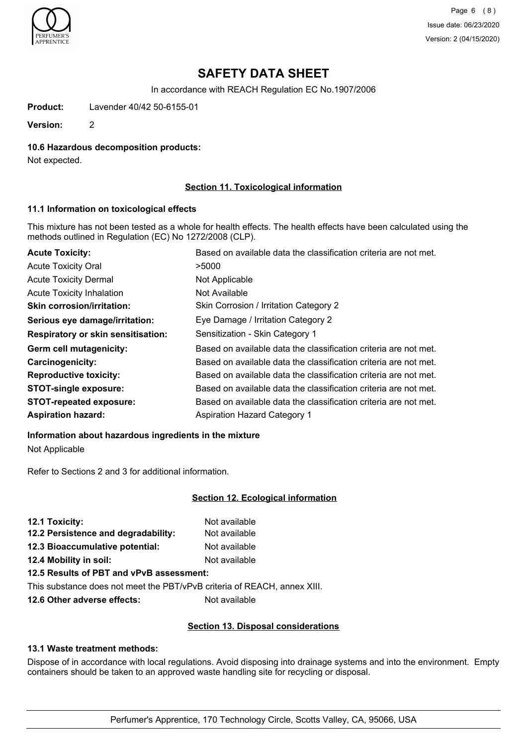# SAFETY DATA SHEET

In accordance with REACH Regulation EC No.1907/2006

**Product:** Lavender 40/42 50-6155-01

**Version:** 2

**10.6 Hazardous decomposition products:**

Not expected.

## Section 11. Toxicological information

**11.1 Information on toxicological effects**

This mixture has not been tested as a whole for health effects. The health effects have been calculated using the methods outlined in Regulation (EC) No 1272/2008 (CLP).

| | |
|---|---|
| **Acute Toxicity:** | Based on available data the classification criteria are not met. |
| Acute Toxicity Oral | >5000 |
| Acute Toxicity Dermal | Not Applicable |
| Acute Toxicity Inhalation | Not Available |
| **Skin corrosion/irritation:** | Skin Corrosion / Irritation Category 2 |
| **Serious eye damage/irritation:** | Eye Damage / Irritation Category 2 |
| **Respiratory or skin sensitisation:** | Sensitization - Skin Category 1 |
| **Germ cell mutagenicity:** | Based on available data the classification criteria are not met. |
| **Carcinogenicity:** | Based on available data the classification criteria are not met. |
| **Reproductive toxicity:** | Based on available data the classification criteria are not met. |
| **STOT-single exposure:** | Based on available data the classification criteria are not met. |
| **STOT-repeated exposure:** | Based on available data the classification criteria are not met. |
| **Aspiration hazard:** | Aspiration Hazard Category 1 |

**Information about hazardous ingredients in the mixture**

Not Applicable

Refer to Sections 2 and 3 for additional information.

## Section 12. Ecological information

| | |
|---|---|
| **12.1 Toxicity:** | Not available |
| **12.2 Persistence and degradability:** | Not available |
| **12.3 Bioaccumulative potential:** | Not available |
| **12.4 Mobility in soil:** | Not available |

**12.5 Results of PBT and vPvB assessment:**

This substance does not meet the PBT/vPvB criteria of REACH, annex XIII.

**12.6 Other adverse effects:** Not available

## Section 13. Disposal considerations

**13.1 Waste treatment methods:**

Dispose of in accordance with local regulations. Avoid disposing into drainage systems and into the environment. Empty containers should be taken to an approved waste handling site for recycling or disposal.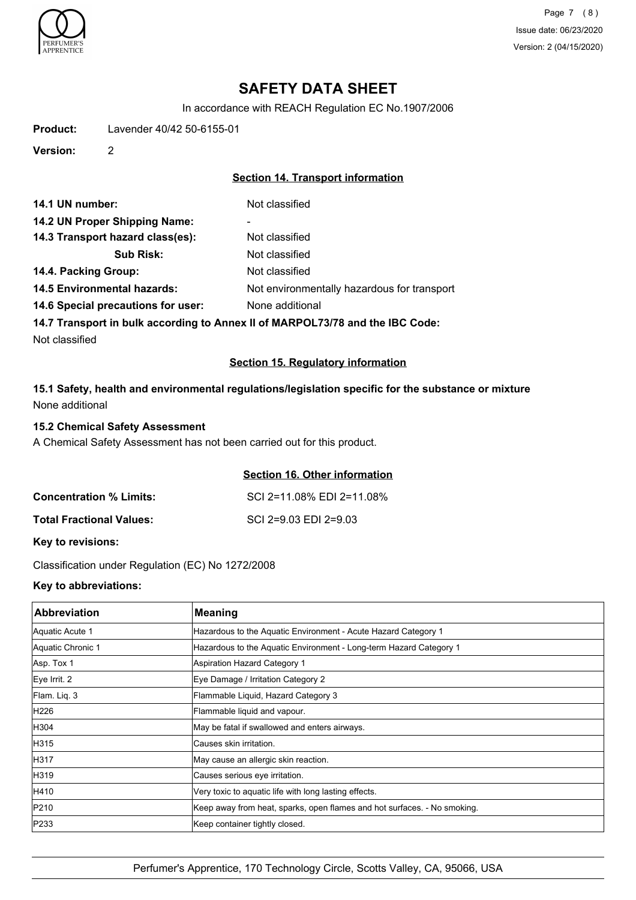# SAFETY DATA SHEET

In accordance with REACH Regulation EC No.1907/2006

**Product:** Lavender 40/42 50-6155-01

**Version:** 2

## Section 14. Transport information

**14.1 UN number:** Not classified

**14.2 UN Proper Shipping Name:** -

**14.3 Transport hazard class(es):** Not classified

**Sub Risk:** Not classified

**14.4. Packing Group:** Not classified

**14.5 Environmental hazards:** Not environmentally hazardous for transport

**14.6 Special precautions for user:** None additional

**14.7 Transport in bulk according to Annex II of MARPOL73/78 and the IBC Code:**

Not classified

## Section 15. Regulatory information

### 15.1 Safety, health and environmental regulations/legislation specific for the substance or mixture

None additional

### 15.2 Chemical Safety Assessment

A Chemical Safety Assessment has not been carried out for this product.

## Section 16. Other information

**Concentration % Limits:** SCI 2=11.08% EDI 2=11.08%

**Total Fractional Values:** SCI 2=9.03 EDI 2=9.03

**Key to revisions:**

Classification under Regulation (EC) No 1272/2008

**Key to abbreviations:**

| Abbreviation | Meaning |
|---|---|
| Aquatic Acute 1 | Hazardous to the Aquatic Environment - Acute Hazard Category 1 |
| Aquatic Chronic 1 | Hazardous to the Aquatic Environment - Long-term Hazard Category 1 |
| Asp. Tox 1 | Aspiration Hazard Category 1 |
| Eye Irrit. 2 | Eye Damage / Irritation Category 2 |
| Flam. Liq. 3 | Flammable Liquid, Hazard Category 3 |
| H226 | Flammable liquid and vapour. |
| H304 | May be fatal if swallowed and enters airways. |
| H315 | Causes skin irritation. |
| H317 | May cause an allergic skin reaction. |
| H319 | Causes serious eye irritation. |
| H410 | Very toxic to aquatic life with long lasting effects. |
| P210 | Keep away from heat, sparks, open flames and hot surfaces. - No smoking. |
| P233 | Keep container tightly closed. |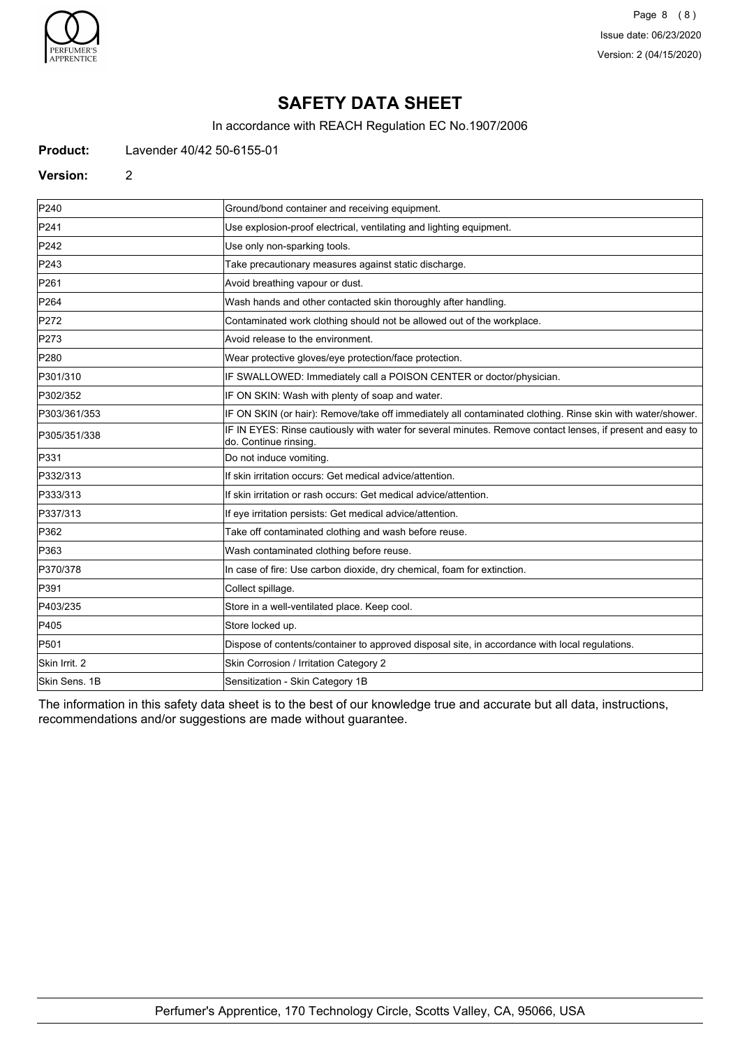# SAFETY DATA SHEET

In accordance with REACH Regulation EC No.1907/2006

**Product:** Lavender 40/42 50-6155-01

**Version:** 2

| | |
|---|---|
| P240 | Ground/bond container and receiving equipment. |
| P241 | Use explosion-proof electrical, ventilating and lighting equipment. |
| P242 | Use only non-sparking tools. |
| P243 | Take precautionary measures against static discharge. |
| P261 | Avoid breathing vapour or dust. |
| P264 | Wash hands and other contacted skin thoroughly after handling. |
| P272 | Contaminated work clothing should not be allowed out of the workplace. |
| P273 | Avoid release to the environment. |
| P280 | Wear protective gloves/eye protection/face protection. |
| P301/310 | IF SWALLOWED: Immediately call a POISON CENTER or doctor/physician. |
| P302/352 | IF ON SKIN: Wash with plenty of soap and water. |
| P303/361/353 | IF ON SKIN (or hair): Remove/take off immediately all contaminated clothing. Rinse skin with water/shower. |
| P305/351/338 | IF IN EYES: Rinse cautiously with water for several minutes. Remove contact lenses, if present and easy to do. Continue rinsing. |
| P331 | Do not induce vomiting. |
| P332/313 | If skin irritation occurs: Get medical advice/attention. |
| P333/313 | If skin irritation or rash occurs: Get medical advice/attention. |
| P337/313 | If eye irritation persists: Get medical advice/attention. |
| P362 | Take off contaminated clothing and wash before reuse. |
| P363 | Wash contaminated clothing before reuse. |
| P370/378 | In case of fire: Use carbon dioxide, dry chemical, foam for extinction. |
| P391 | Collect spillage. |
| P403/235 | Store in a well-ventilated place. Keep cool. |
| P405 | Store locked up. |
| P501 | Dispose of contents/container to approved disposal site, in accordance with local regulations. |
| Skin Irrit. 2 | Skin Corrosion / Irritation Category 2 |
| Skin Sens. 1B | Sensitization - Skin Category 1B |

The information in this safety data sheet is to the best of our knowledge true and accurate but all data, instructions, recommendations and/or suggestions are made without guarantee.